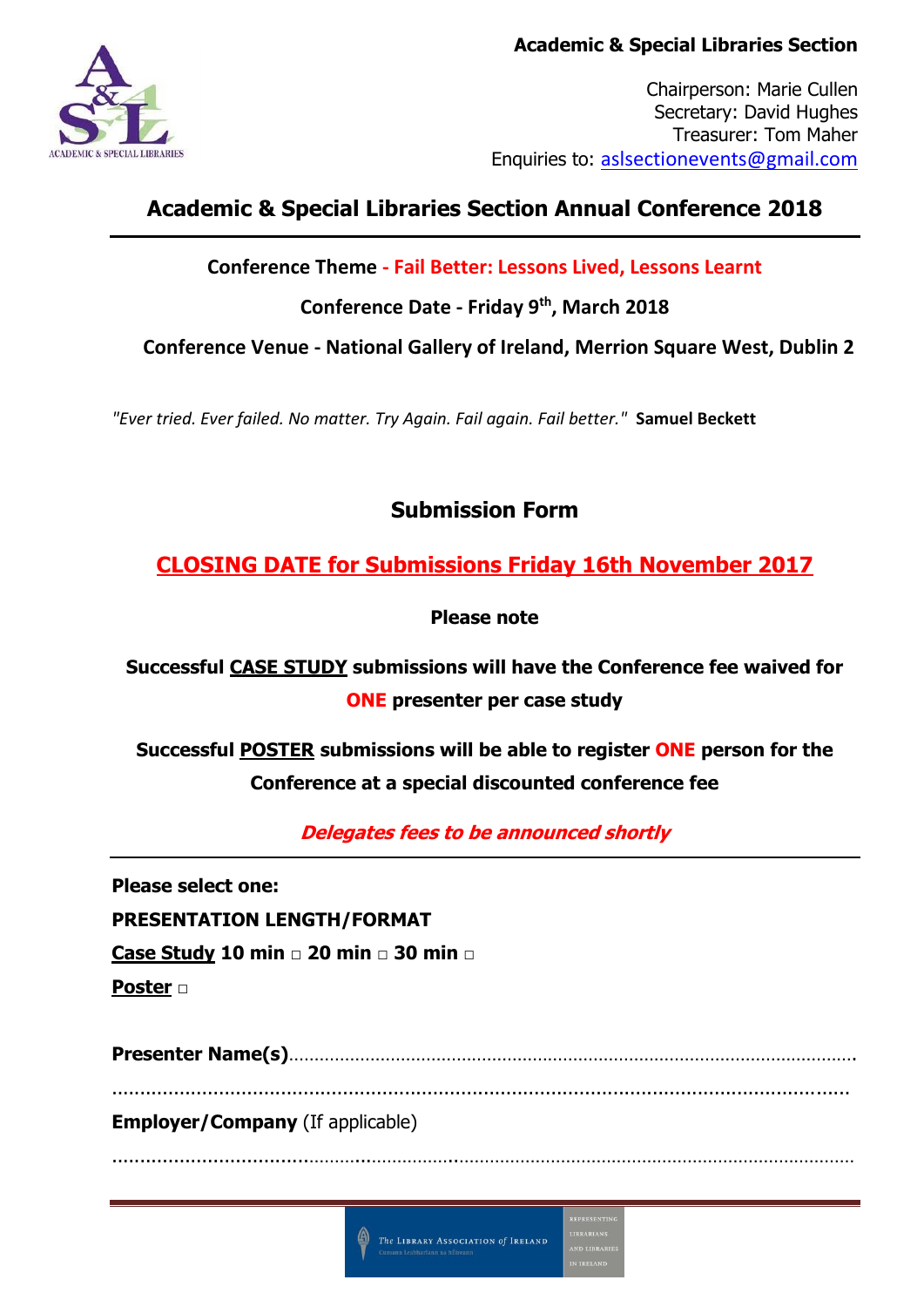**Academic & Special Libraries Section**

Chairperson: Marie Cullen
Secretary: David Hughes
Treasurer: Tom Maher
Enquiries to: aslsectionevents@gmail.com

# Academic & Special Libraries Section Annual Conference 2018

**Conference Theme - Fail Better: Lessons Lived, Lessons Learnt**

**Conference Date - Friday 9th, March 2018**

**Conference Venue - National Gallery of Ireland, Merrion Square West, Dublin 2**

*"Ever tried. Ever failed. No matter. Try Again. Fail again. Fail better."* **Samuel Beckett**

## Submission Form

## CLOSING DATE for Submissions Friday 16th November 2017

**Please note**

**Successful CASE STUDY submissions will have the Conference fee waived for ONE presenter per case study**

**Successful POSTER submissions will be able to register ONE person for the Conference at a special discounted conference fee**

***Delegates fees to be announced shortly***

---

**Please select one:**

**PRESENTATION LENGTH/FORMAT**

**Case Study 10 min □ 20 min □ 30 min □**

**Poster □**

**Presenter Name(s)**…………………………………………………………………………………………………………

………………………………………………………………………………………………………………………

**Employer/Company** (If applicable)

………………………………………………………………………………………………………………………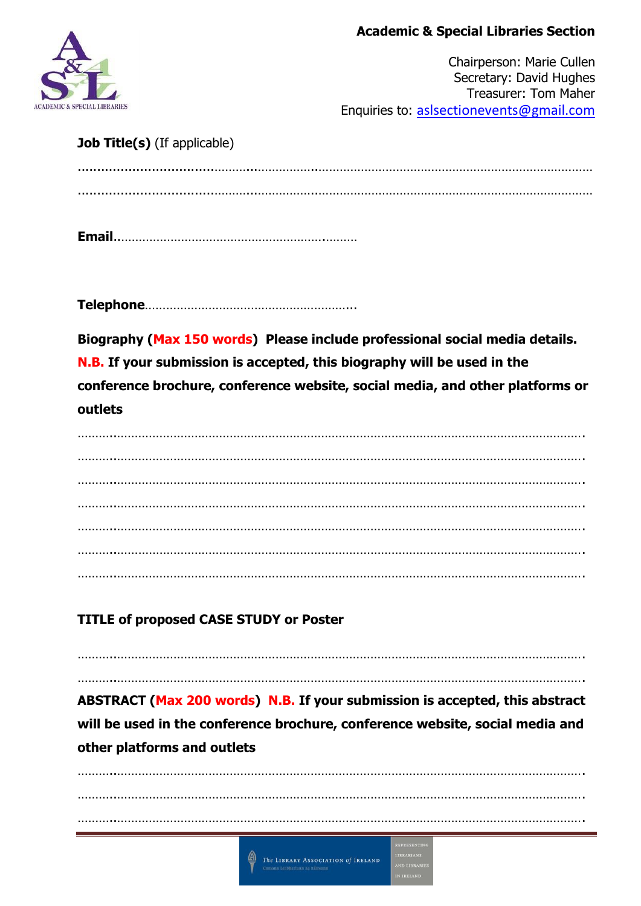**Job Title(s)** (If applicable)

…………………………………………………………………………………………………………………………

…………………………………………………………………………………………………………………………

**Email**…………………………………………………………

**Telephone**…………………………………………………

**Biography (Max 150 words) Please include professional social media details. N.B. If your submission is accepted, this biography will be used in the conference brochure, conference website, social media, and other platforms or outlets**

…………………………………………………………………………………………………………………………

…………………………………………………………………………………………………………………………

…………………………………………………………………………………………………………………………

…………………………………………………………………………………………………………………………

…………………………………………………………………………………………………………………………

…………………………………………………………………………………………………………………………

…………………………………………………………………………………………………………………………

**TITLE of proposed CASE STUDY or Poster**

…………………………………………………………………………………………………………………………

…………………………………………………………………………………………………………………………

**ABSTRACT (Max 200 words) N.B. If your submission is accepted, this abstract will be used in the conference brochure, conference website, social media and other platforms and outlets**

…………………………………………………………………………………………………………………………

…………………………………………………………………………………………………………………………

…………………………………………………………………………………………………………………………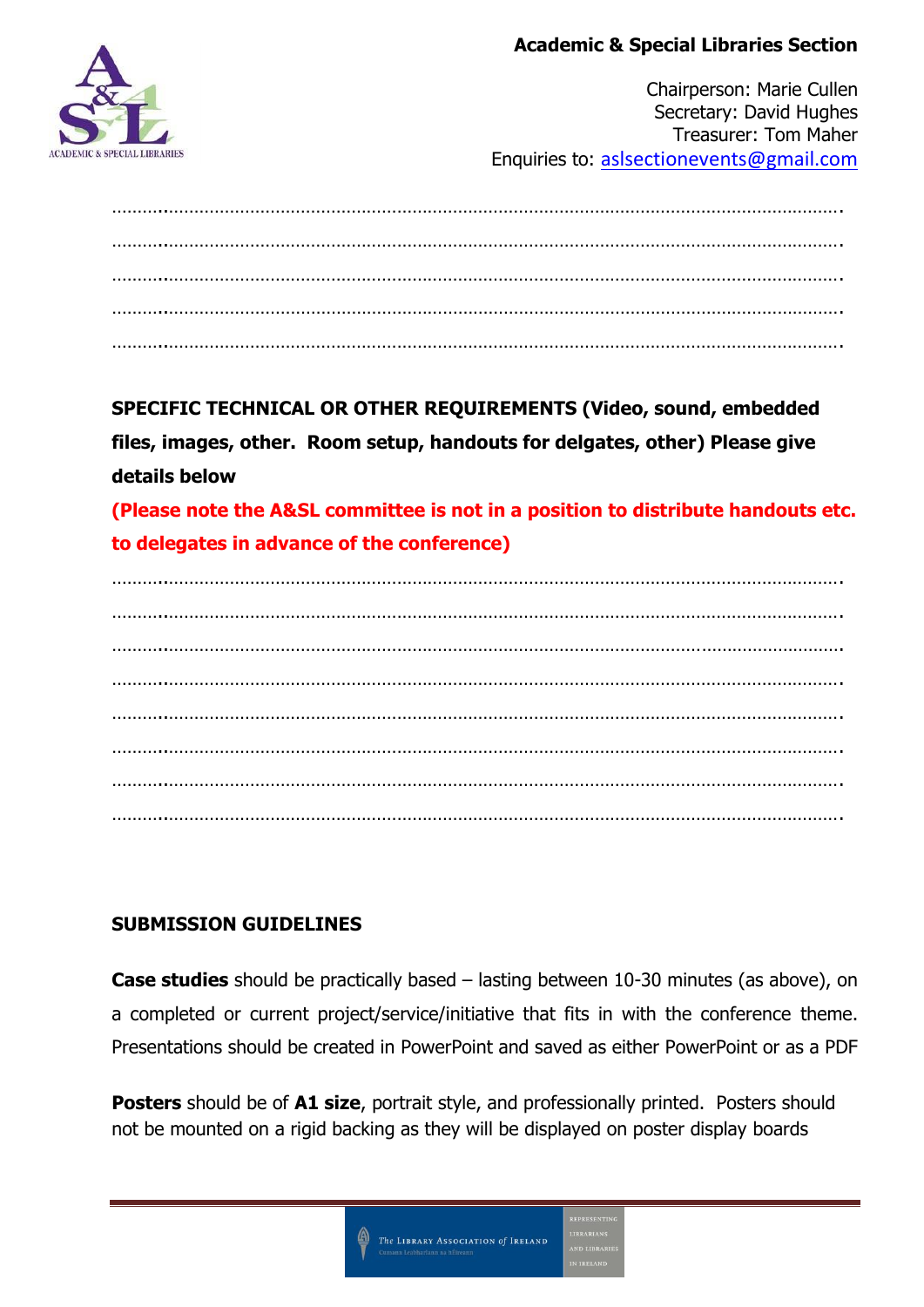**Academic & Special Libraries Section**

Chairperson: Marie Cullen
Secretary: David Hughes
Treasurer: Tom Maher
Enquiries to: aslsectionevents@gmail.com

……………………………………………………………………………………………………………………………
……………………………………………………………………………………………………………………………
……………………………………………………………………………………………………………………………
……………………………………………………………………………………………………………………………
……………………………………………………………………………………………………………………………

**SPECIFIC TECHNICAL OR OTHER REQUIREMENTS (Video, sound, embedded files, images, other. Room setup, handouts for delgates, other) Please give details below**

**(Please note the A&SL committee is not in a position to distribute handouts etc. to delegates in advance of the conference)**

……………………………………………………………………………………………………………………………
……………………………………………………………………………………………………………………………
……………………………………………………………………………………………………………………………
……………………………………………………………………………………………………………………………
……………………………………………………………………………………………………………………………
……………………………………………………………………………………………………………………………
……………………………………………………………………………………………………………………………
……………………………………………………………………………………………………………………………

**SUBMISSION GUIDELINES**

**Case studies** should be practically based – lasting between 10-30 minutes (as above), on a completed or current project/service/initiative that fits in with the conference theme. Presentations should be created in PowerPoint and saved as either PowerPoint or as a PDF

**Posters** should be of **A1 size**, portrait style, and professionally printed. Posters should not be mounted on a rigid backing as they will be displayed on poster display boards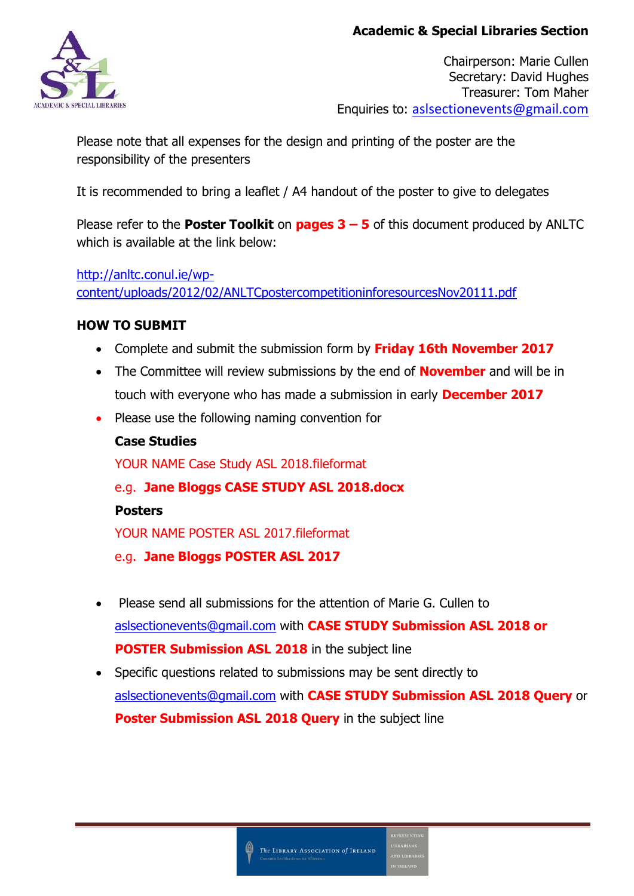Please note that all expenses for the design and printing of the poster are the responsibility of the presenters

It is recommended to bring a leaflet / A4 handout of the poster to give to delegates

Please refer to the **Poster Toolkit** on **pages 3 – 5** of this document produced by ANLTC which is available at the link below:

http://anltc.conul.ie/wp-content/uploads/2012/02/ANLTCpostercompetitioninforesourcesNov20111.pdf

**HOW TO SUBMIT**

- Complete and submit the submission form by **Friday 16th November 2017**
- The Committee will review submissions by the end of **November** and will be in touch with everyone who has made a submission in early **December 2017**
- Please use the following naming convention for

  **Case Studies**

  YOUR NAME Case Study ASL 2018.fileformat

  e.g. **Jane Bloggs CASE STUDY ASL 2018.docx**

  **Posters**

  YOUR NAME POSTER ASL 2017.fileformat

  e.g. **Jane Bloggs POSTER ASL 2017**

- Please send all submissions for the attention of Marie G. Cullen to aslsectionevents@gmail.com with **CASE STUDY Submission ASL 2018 or POSTER Submission ASL 2018** in the subject line
- Specific questions related to submissions may be sent directly to aslsectionevents@gmail.com with **CASE STUDY Submission ASL 2018 Query** or **Poster Submission ASL 2018 Query** in the subject line